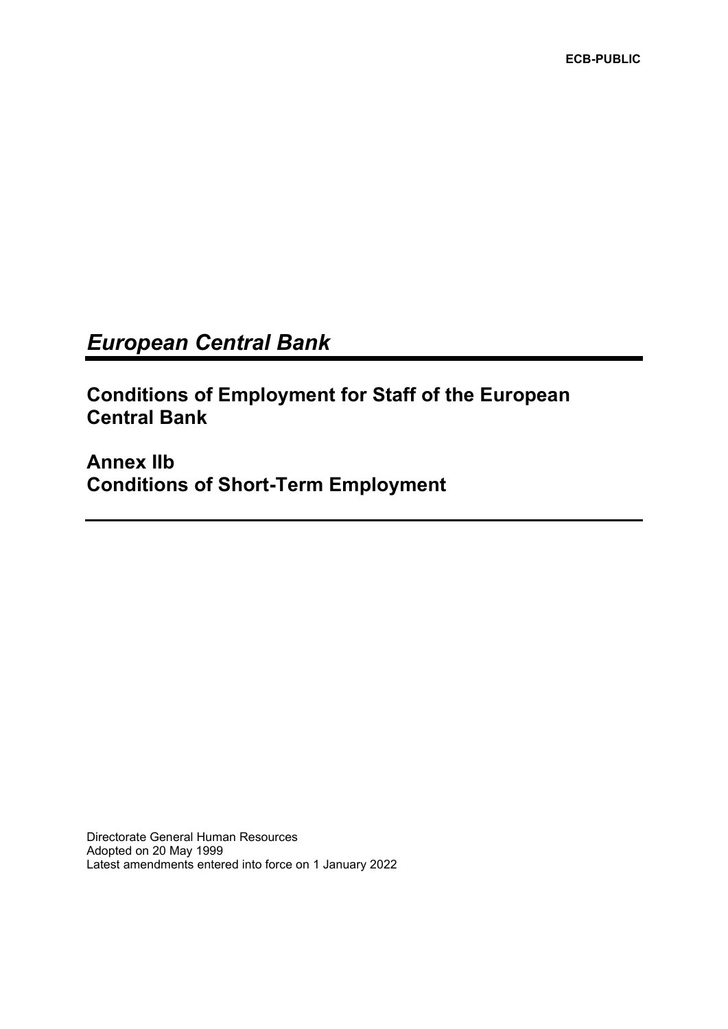ECB-PUBLIC

# *European Central Bank*

## Conditions of Employment for Staff of the European Central Bank

## Annex IIb
## Conditions of Short-Term Employment

Directorate General Human Resources
Adopted on 20 May 1999
Latest amendments entered into force on 1 January 2022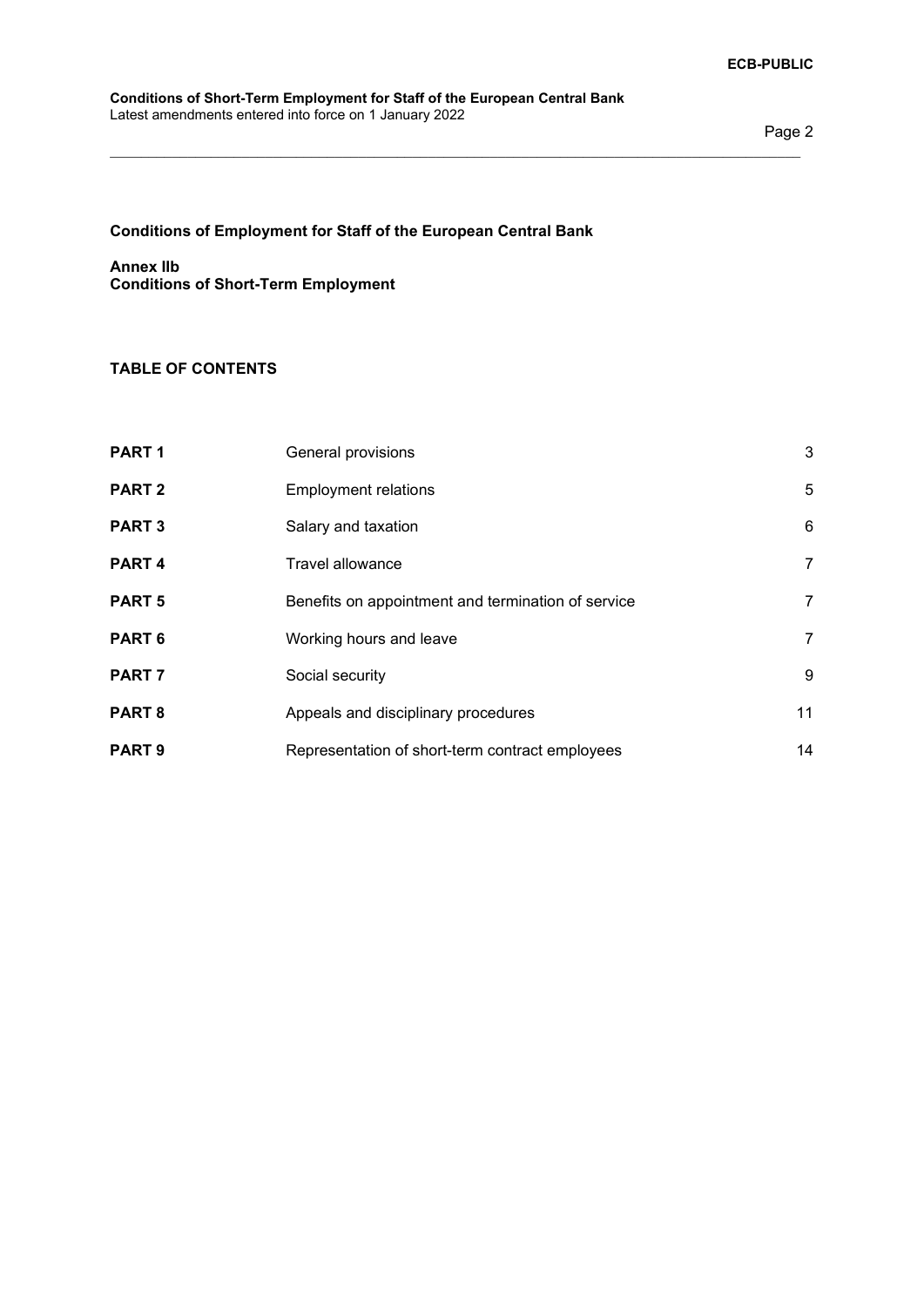**Conditions of Employment for Staff of the European Central Bank**

**Annex IIb**
**Conditions of Short-Term Employment**

**TABLE OF CONTENTS**

| | | |
|---|---|---|
| **PART 1** | General provisions | 3 |
| **PART 2** | Employment relations | 5 |
| **PART 3** | Salary and taxation | 6 |
| **PART 4** | Travel allowance | 7 |
| **PART 5** | Benefits on appointment and termination of service | 7 |
| **PART 6** | Working hours and leave | 7 |
| **PART 7** | Social security | 9 |
| **PART 8** | Appeals and disciplinary procedures | 11 |
| **PART 9** | Representation of short-term contract employees | 14 |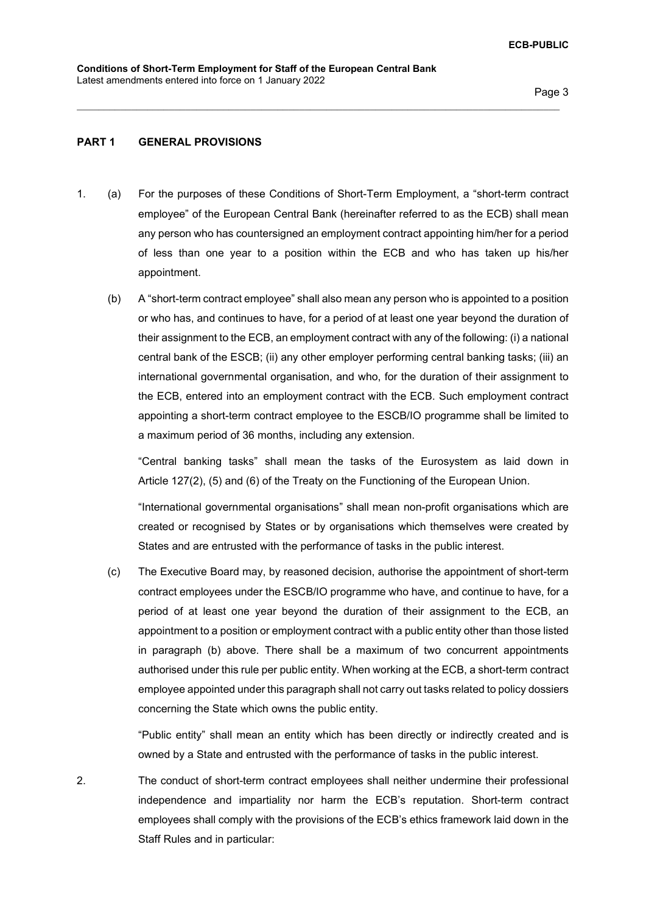## PART 1 GENERAL PROVISIONS

1. (a) For the purposes of these Conditions of Short-Term Employment, a "short-term contract employee" of the European Central Bank (hereinafter referred to as the ECB) shall mean any person who has countersigned an employment contract appointing him/her for a period of less than one year to a position within the ECB and who has taken up his/her appointment.

   (b) A "short-term contract employee" shall also mean any person who is appointed to a position or who has, and continues to have, for a period of at least one year beyond the duration of their assignment to the ECB, an employment contract with any of the following: (i) a national central bank of the ESCB; (ii) any other employer performing central banking tasks; (iii) an international governmental organisation, and who, for the duration of their assignment to the ECB, entered into an employment contract with the ECB. Such employment contract appointing a short-term contract employee to the ESCB/IO programme shall be limited to a maximum period of 36 months, including any extension.

   "Central banking tasks" shall mean the tasks of the Eurosystem as laid down in Article 127(2), (5) and (6) of the Treaty on the Functioning of the European Union.

   "International governmental organisations" shall mean non-profit organisations which are created or recognised by States or by organisations which themselves were created by States and are entrusted with the performance of tasks in the public interest.

   (c) The Executive Board may, by reasoned decision, authorise the appointment of short-term contract employees under the ESCB/IO programme who have, and continue to have, for a period of at least one year beyond the duration of their assignment to the ECB, an appointment to a position or employment contract with a public entity other than those listed in paragraph (b) above. There shall be a maximum of two concurrent appointments authorised under this rule per public entity. When working at the ECB, a short-term contract employee appointed under this paragraph shall not carry out tasks related to policy dossiers concerning the State which owns the public entity.

   "Public entity" shall mean an entity which has been directly or indirectly created and is owned by a State and entrusted with the performance of tasks in the public interest.

2. The conduct of short-term contract employees shall neither undermine their professional independence and impartiality nor harm the ECB's reputation. Short-term contract employees shall comply with the provisions of the ECB's ethics framework laid down in the Staff Rules and in particular: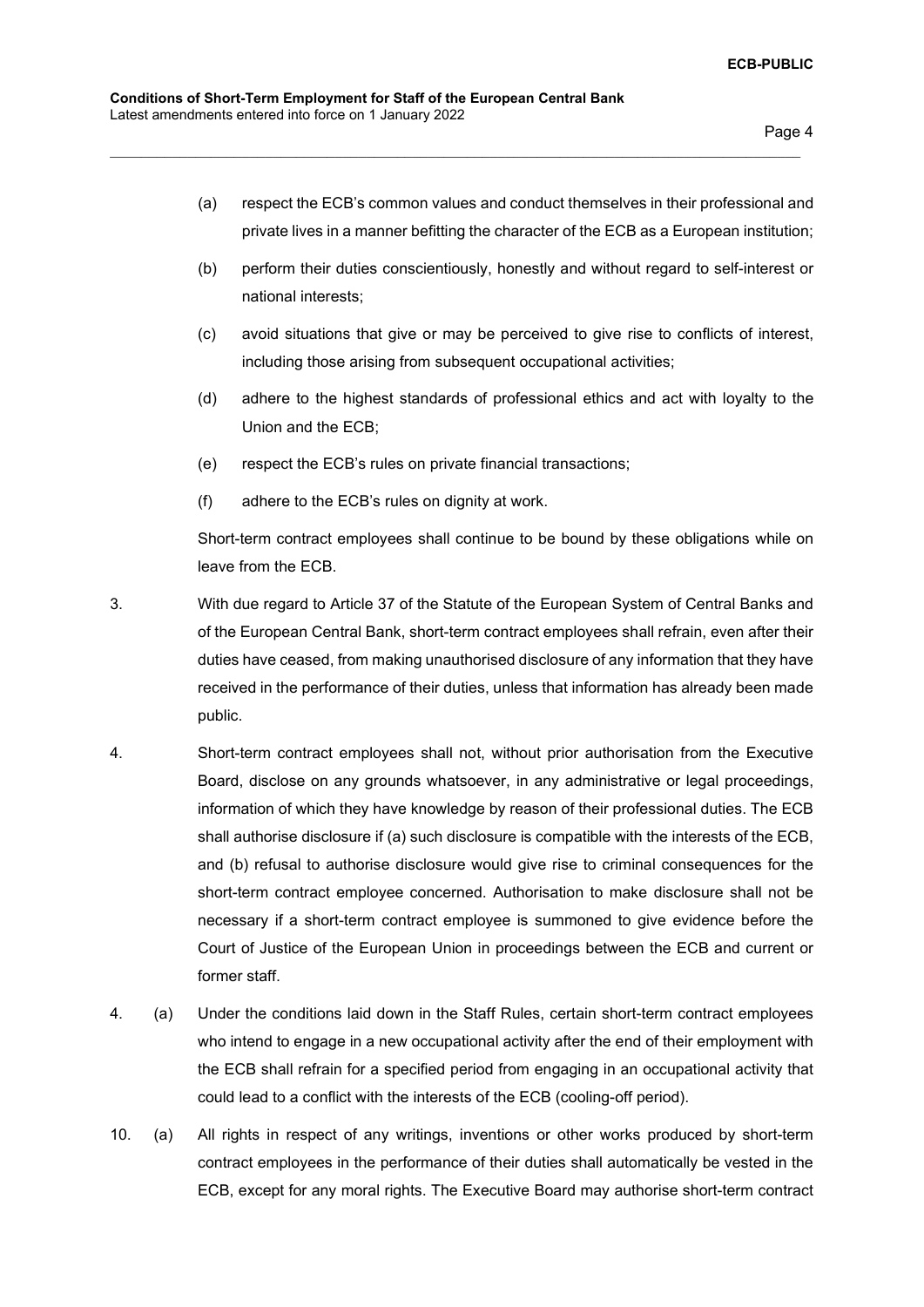(a) respect the ECB's common values and conduct themselves in their professional and private lives in a manner befitting the character of the ECB as a European institution;

(b) perform their duties conscientiously, honestly and without regard to self-interest or national interests;

(c) avoid situations that give or may be perceived to give rise to conflicts of interest, including those arising from subsequent occupational activities;

(d) adhere to the highest standards of professional ethics and act with loyalty to the Union and the ECB;

(e) respect the ECB's rules on private financial transactions;

(f) adhere to the ECB's rules on dignity at work.

Short-term contract employees shall continue to be bound by these obligations while on leave from the ECB.

3. With due regard to Article 37 of the Statute of the European System of Central Banks and of the European Central Bank, short-term contract employees shall refrain, even after their duties have ceased, from making unauthorised disclosure of any information that they have received in the performance of their duties, unless that information has already been made public.

4. Short-term contract employees shall not, without prior authorisation from the Executive Board, disclose on any grounds whatsoever, in any administrative or legal proceedings, information of which they have knowledge by reason of their professional duties. The ECB shall authorise disclosure if (a) such disclosure is compatible with the interests of the ECB, and (b) refusal to authorise disclosure would give rise to criminal consequences for the short-term contract employee concerned. Authorisation to make disclosure shall not be necessary if a short-term contract employee is summoned to give evidence before the Court of Justice of the European Union in proceedings between the ECB and current or former staff.

4. (a) Under the conditions laid down in the Staff Rules, certain short-term contract employees who intend to engage in a new occupational activity after the end of their employment with the ECB shall refrain for a specified period from engaging in an occupational activity that could lead to a conflict with the interests of the ECB (cooling-off period).

10. (a) All rights in respect of any writings, inventions or other works produced by short-term contract employees in the performance of their duties shall automatically be vested in the ECB, except for any moral rights. The Executive Board may authorise short-term contract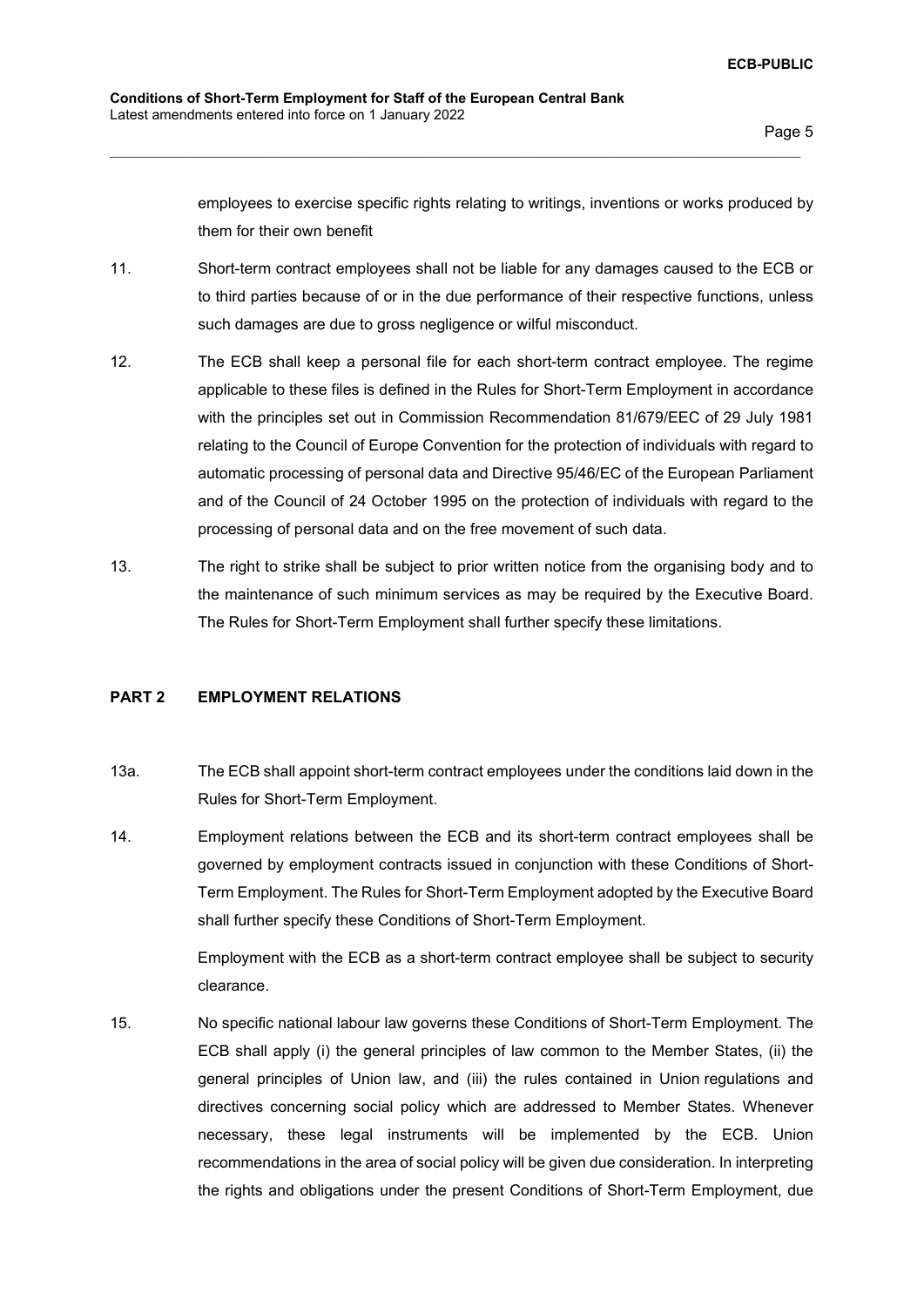employees to exercise specific rights relating to writings, inventions or works produced by them for their own benefit

11. Short-term contract employees shall not be liable for any damages caused to the ECB or to third parties because of or in the due performance of their respective functions, unless such damages are due to gross negligence or wilful misconduct.

12. The ECB shall keep a personal file for each short-term contract employee. The regime applicable to these files is defined in the Rules for Short-Term Employment in accordance with the principles set out in Commission Recommendation 81/679/EEC of 29 July 1981 relating to the Council of Europe Convention for the protection of individuals with regard to automatic processing of personal data and Directive 95/46/EC of the European Parliament and of the Council of 24 October 1995 on the protection of individuals with regard to the processing of personal data and on the free movement of such data.

13. The right to strike shall be subject to prior written notice from the organising body and to the maintenance of such minimum services as may be required by the Executive Board. The Rules for Short-Term Employment shall further specify these limitations.

## PART 2 EMPLOYMENT RELATIONS

13a. The ECB shall appoint short-term contract employees under the conditions laid down in the Rules for Short-Term Employment.

14. Employment relations between the ECB and its short-term contract employees shall be governed by employment contracts issued in conjunction with these Conditions of Short-Term Employment. The Rules for Short-Term Employment adopted by the Executive Board shall further specify these Conditions of Short-Term Employment.

 Employment with the ECB as a short-term contract employee shall be subject to security clearance.

15. No specific national labour law governs these Conditions of Short-Term Employment. The ECB shall apply (i) the general principles of law common to the Member States, (ii) the general principles of Union law, and (iii) the rules contained in Union regulations and directives concerning social policy which are addressed to Member States. Whenever necessary, these legal instruments will be implemented by the ECB. Union recommendations in the area of social policy will be given due consideration. In interpreting the rights and obligations under the present Conditions of Short-Term Employment, due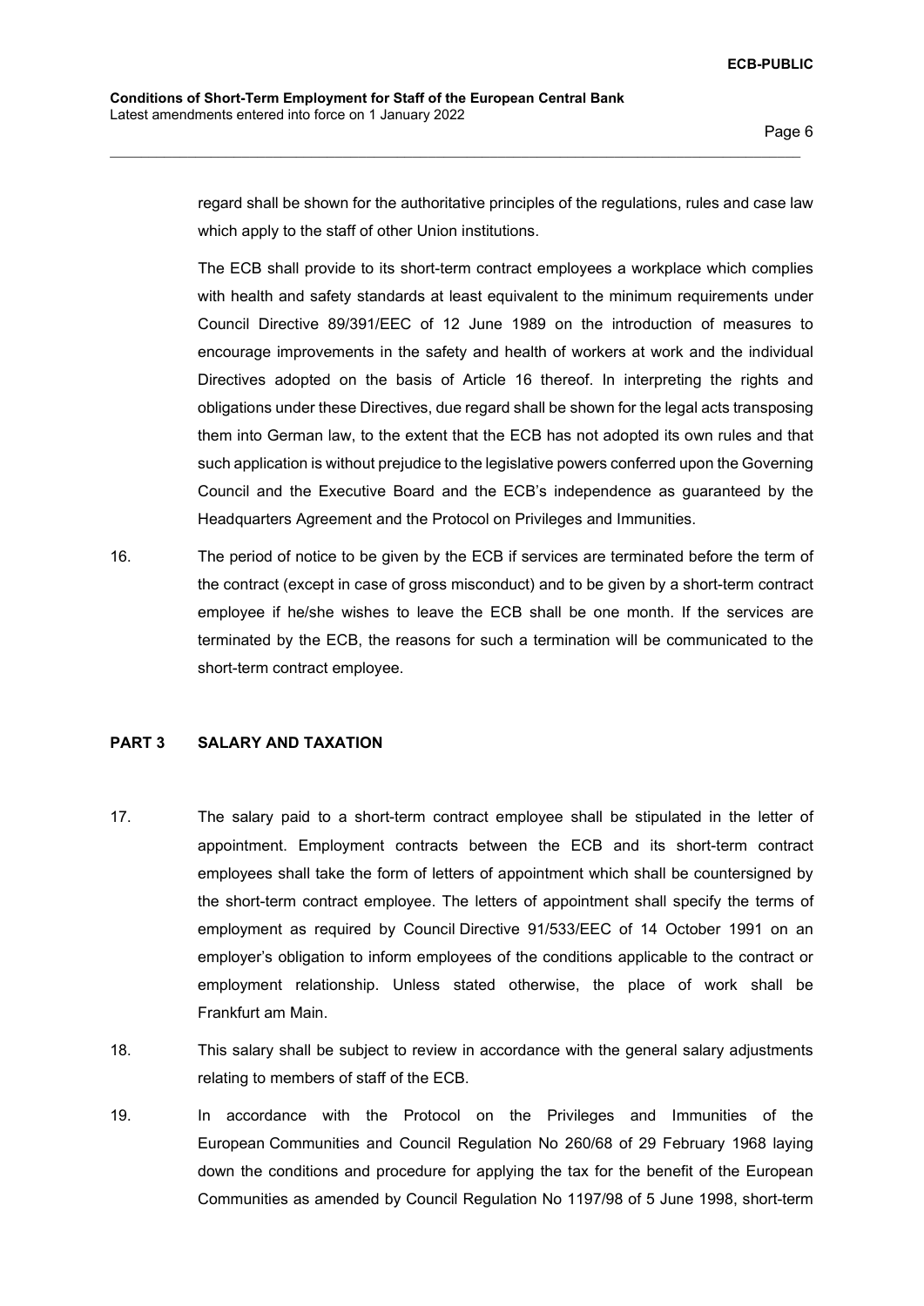regard shall be shown for the authoritative principles of the regulations, rules and case law which apply to the staff of other Union institutions.

The ECB shall provide to its short-term contract employees a workplace which complies with health and safety standards at least equivalent to the minimum requirements under Council Directive 89/391/EEC of 12 June 1989 on the introduction of measures to encourage improvements in the safety and health of workers at work and the individual Directives adopted on the basis of Article 16 thereof. In interpreting the rights and obligations under these Directives, due regard shall be shown for the legal acts transposing them into German law, to the extent that the ECB has not adopted its own rules and that such application is without prejudice to the legislative powers conferred upon the Governing Council and the Executive Board and the ECB's independence as guaranteed by the Headquarters Agreement and the Protocol on Privileges and Immunities.

16. The period of notice to be given by the ECB if services are terminated before the term of the contract (except in case of gross misconduct) and to be given by a short-term contract employee if he/she wishes to leave the ECB shall be one month. If the services are terminated by the ECB, the reasons for such a termination will be communicated to the short-term contract employee.

## PART 3 SALARY AND TAXATION

17. The salary paid to a short-term contract employee shall be stipulated in the letter of appointment. Employment contracts between the ECB and its short-term contract employees shall take the form of letters of appointment which shall be countersigned by the short-term contract employee. The letters of appointment shall specify the terms of employment as required by Council Directive 91/533/EEC of 14 October 1991 on an employer's obligation to inform employees of the conditions applicable to the contract or employment relationship. Unless stated otherwise, the place of work shall be Frankfurt am Main.

18. This salary shall be subject to review in accordance with the general salary adjustments relating to members of staff of the ECB.

19. In accordance with the Protocol on the Privileges and Immunities of the European Communities and Council Regulation No 260/68 of 29 February 1968 laying down the conditions and procedure for applying the tax for the benefit of the European Communities as amended by Council Regulation No 1197/98 of 5 June 1998, short-term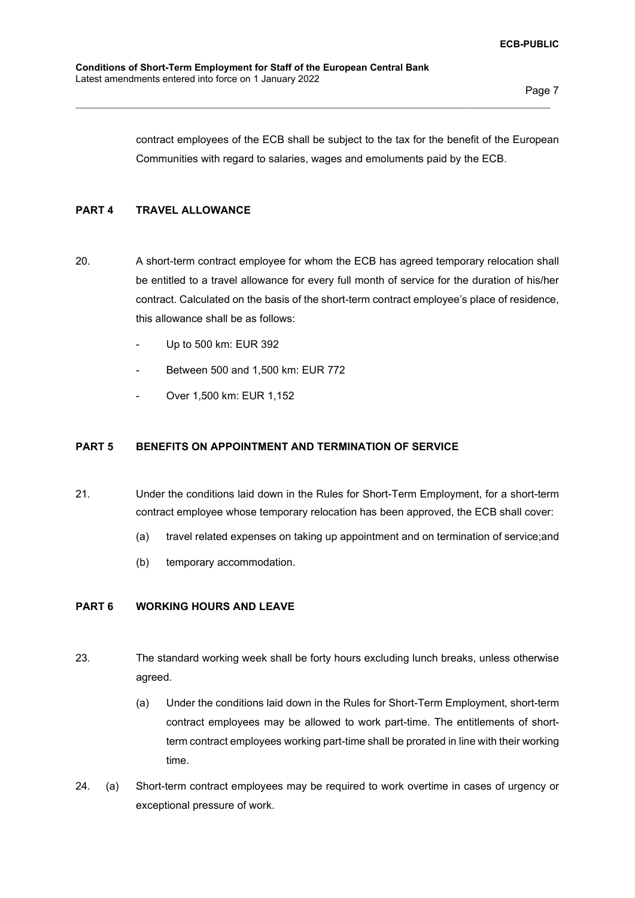contract employees of the ECB shall be subject to the tax for the benefit of the European Communities with regard to salaries, wages and emoluments paid by the ECB.

## PART 4 TRAVEL ALLOWANCE

20. A short-term contract employee for whom the ECB has agreed temporary relocation shall be entitled to a travel allowance for every full month of service for the duration of his/her contract. Calculated on the basis of the short-term contract employee's place of residence, this allowance shall be as follows:

- Up to 500 km: EUR 392
- Between 500 and 1,500 km: EUR 772
- Over 1,500 km: EUR 1,152

## PART 5 BENEFITS ON APPOINTMENT AND TERMINATION OF SERVICE

21. Under the conditions laid down in the Rules for Short-Term Employment, for a short-term contract employee whose temporary relocation has been approved, the ECB shall cover:

    (a) travel related expenses on taking up appointment and on termination of service;and

    (b) temporary accommodation.

## PART 6 WORKING HOURS AND LEAVE

23. The standard working week shall be forty hours excluding lunch breaks, unless otherwise agreed.

    (a) Under the conditions laid down in the Rules for Short-Term Employment, short-term contract employees may be allowed to work part-time. The entitlements of short-term contract employees working part-time shall be prorated in line with their working time.

24. (a) Short-term contract employees may be required to work overtime in cases of urgency or exceptional pressure of work.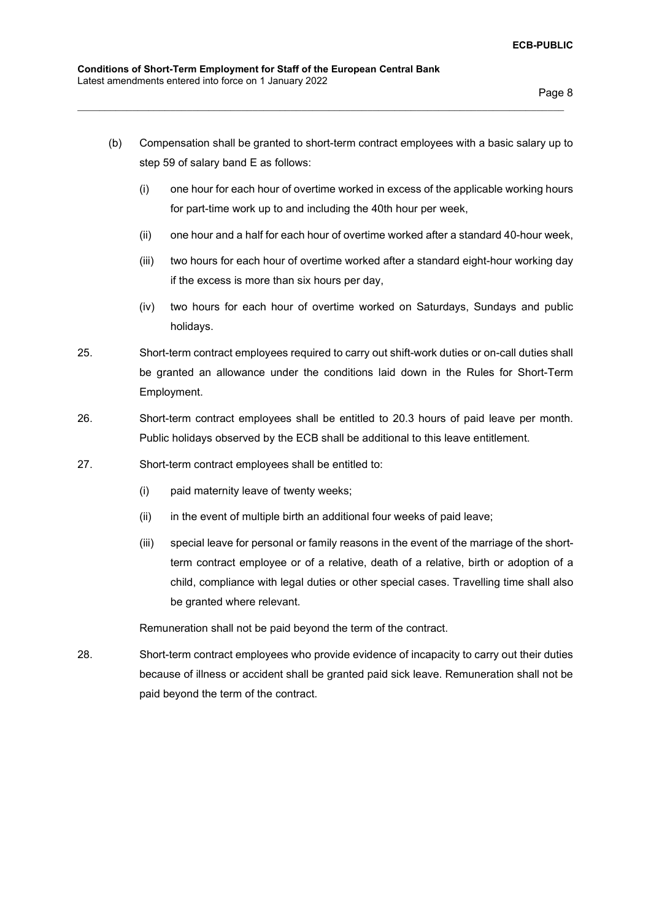(b) Compensation shall be granted to short-term contract employees with a basic salary up to step 59 of salary band E as follows:

   (i) one hour for each hour of overtime worked in excess of the applicable working hours for part-time work up to and including the 40th hour per week,

   (ii) one hour and a half for each hour of overtime worked after a standard 40-hour week,

   (iii) two hours for each hour of overtime worked after a standard eight-hour working day if the excess is more than six hours per day,

   (iv) two hours for each hour of overtime worked on Saturdays, Sundays and public holidays.

25. Short-term contract employees required to carry out shift-work duties or on-call duties shall be granted an allowance under the conditions laid down in the Rules for Short-Term Employment.

26. Short-term contract employees shall be entitled to 20.3 hours of paid leave per month. Public holidays observed by the ECB shall be additional to this leave entitlement.

27. Short-term contract employees shall be entitled to:

   (i) paid maternity leave of twenty weeks;

   (ii) in the event of multiple birth an additional four weeks of paid leave;

   (iii) special leave for personal or family reasons in the event of the marriage of the short-term contract employee or of a relative, death of a relative, birth or adoption of a child, compliance with legal duties or other special cases. Travelling time shall also be granted where relevant.

   Remuneration shall not be paid beyond the term of the contract.

28. Short-term contract employees who provide evidence of incapacity to carry out their duties because of illness or accident shall be granted paid sick leave. Remuneration shall not be paid beyond the term of the contract.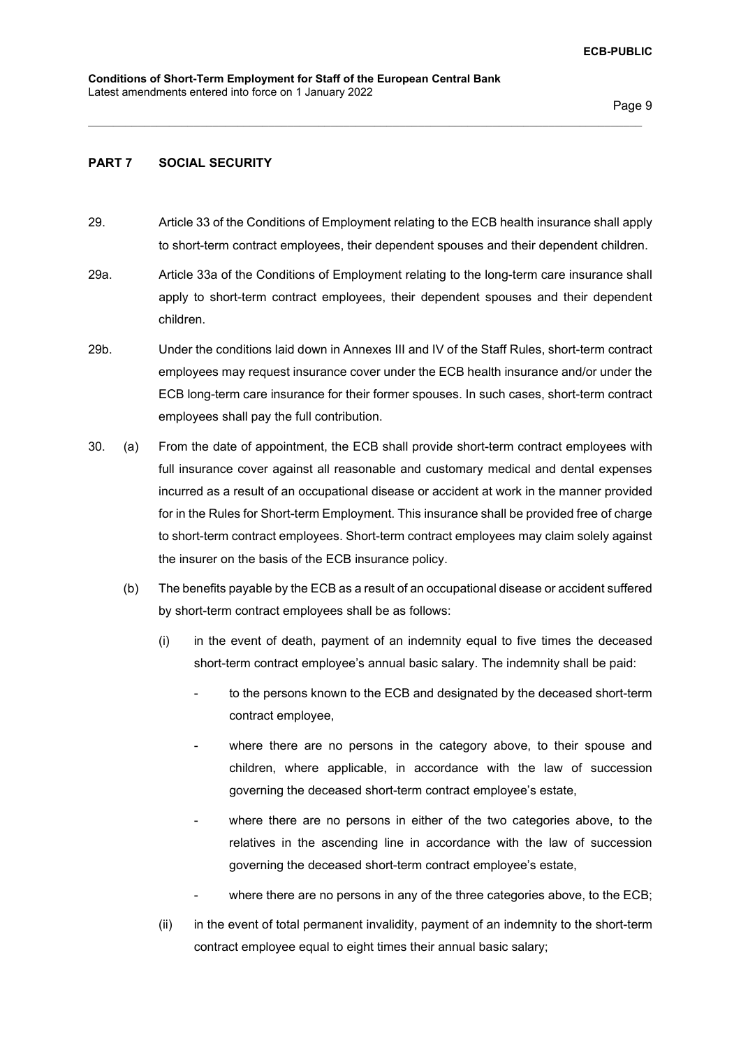## PART 7 SOCIAL SECURITY

29. Article 33 of the Conditions of Employment relating to the ECB health insurance shall apply to short-term contract employees, their dependent spouses and their dependent children.

29a. Article 33a of the Conditions of Employment relating to the long-term care insurance shall apply to short-term contract employees, their dependent spouses and their dependent children.

29b. Under the conditions laid down in Annexes III and IV of the Staff Rules, short-term contract employees may request insurance cover under the ECB health insurance and/or under the ECB long-term care insurance for their former spouses. In such cases, short-term contract employees shall pay the full contribution.

30. (a) From the date of appointment, the ECB shall provide short-term contract employees with full insurance cover against all reasonable and customary medical and dental expenses incurred as a result of an occupational disease or accident at work in the manner provided for in the Rules for Short-term Employment. This insurance shall be provided free of charge to short-term contract employees. Short-term contract employees may claim solely against the insurer on the basis of the ECB insurance policy.

   (b) The benefits payable by the ECB as a result of an occupational disease or accident suffered by short-term contract employees shall be as follows:

      (i) in the event of death, payment of an indemnity equal to five times the deceased short-term contract employee's annual basic salary. The indemnity shall be paid:

         - to the persons known to the ECB and designated by the deceased short-term contract employee,

         - where there are no persons in the category above, to their spouse and children, where applicable, in accordance with the law of succession governing the deceased short-term contract employee's estate,

         - where there are no persons in either of the two categories above, to the relatives in the ascending line in accordance with the law of succession governing the deceased short-term contract employee's estate,

         - where there are no persons in any of the three categories above, to the ECB;

      (ii) in the event of total permanent invalidity, payment of an indemnity to the short-term contract employee equal to eight times their annual basic salary;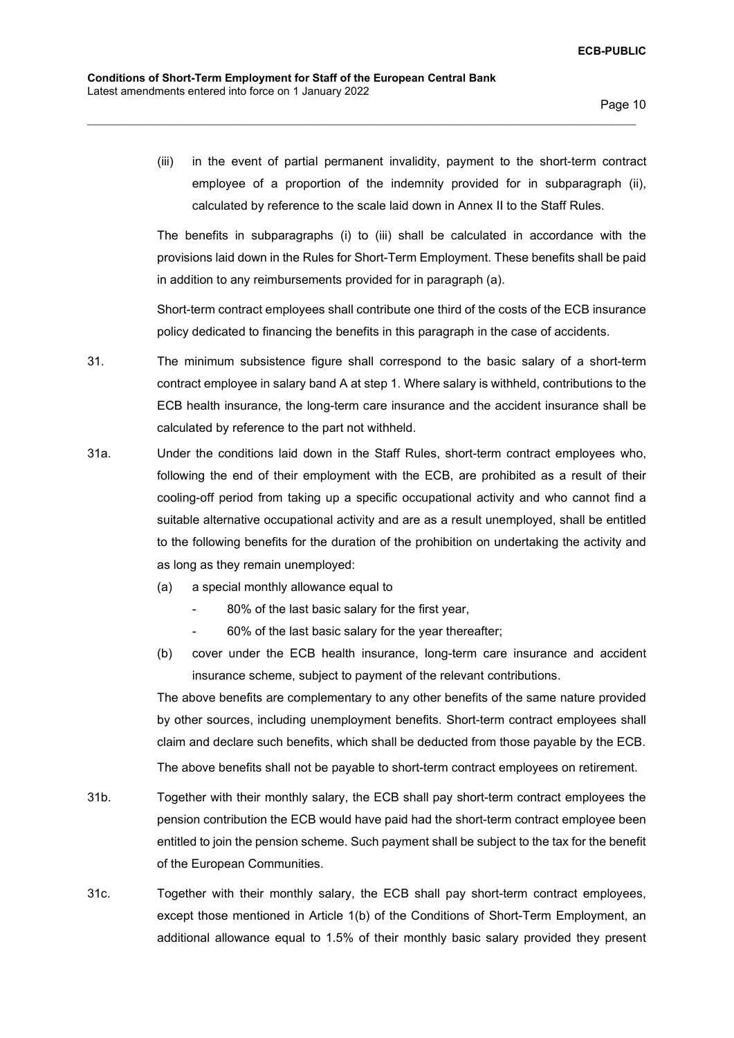(iii) in the event of partial permanent invalidity, payment to the short-term contract employee of a proportion of the indemnity provided for in subparagraph (ii), calculated by reference to the scale laid down in Annex II to the Staff Rules.

The benefits in subparagraphs (i) to (iii) shall be calculated in accordance with the provisions laid down in the Rules for Short-Term Employment. These benefits shall be paid in addition to any reimbursements provided for in paragraph (a).

Short-term contract employees shall contribute one third of the costs of the ECB insurance policy dedicated to financing the benefits in this paragraph in the case of accidents.

31. The minimum subsistence figure shall correspond to the basic salary of a short-term contract employee in salary band A at step 1. Where salary is withheld, contributions to the ECB health insurance, the long-term care insurance and the accident insurance shall be calculated by reference to the part not withheld.

31a. Under the conditions laid down in the Staff Rules, short-term contract employees who, following the end of their employment with the ECB, are prohibited as a result of their cooling-off period from taking up a specific occupational activity and who cannot find a suitable alternative occupational activity and are as a result unemployed, shall be entitled to the following benefits for the duration of the prohibition on undertaking the activity and as long as they remain unemployed:

(a) a special monthly allowance equal to
   - 80% of the last basic salary for the first year,
   - 60% of the last basic salary for the year thereafter;

(b) cover under the ECB health insurance, long-term care insurance and accident insurance scheme, subject to payment of the relevant contributions.

The above benefits are complementary to any other benefits of the same nature provided by other sources, including unemployment benefits. Short-term contract employees shall claim and declare such benefits, which shall be deducted from those payable by the ECB.

The above benefits shall not be payable to short-term contract employees on retirement.

31b. Together with their monthly salary, the ECB shall pay short-term contract employees the pension contribution the ECB would have paid had the short-term contract employee been entitled to join the pension scheme. Such payment shall be subject to the tax for the benefit of the European Communities.

31c. Together with their monthly salary, the ECB shall pay short-term contract employees, except those mentioned in Article 1(b) of the Conditions of Short-Term Employment, an additional allowance equal to 1.5% of their monthly basic salary provided they present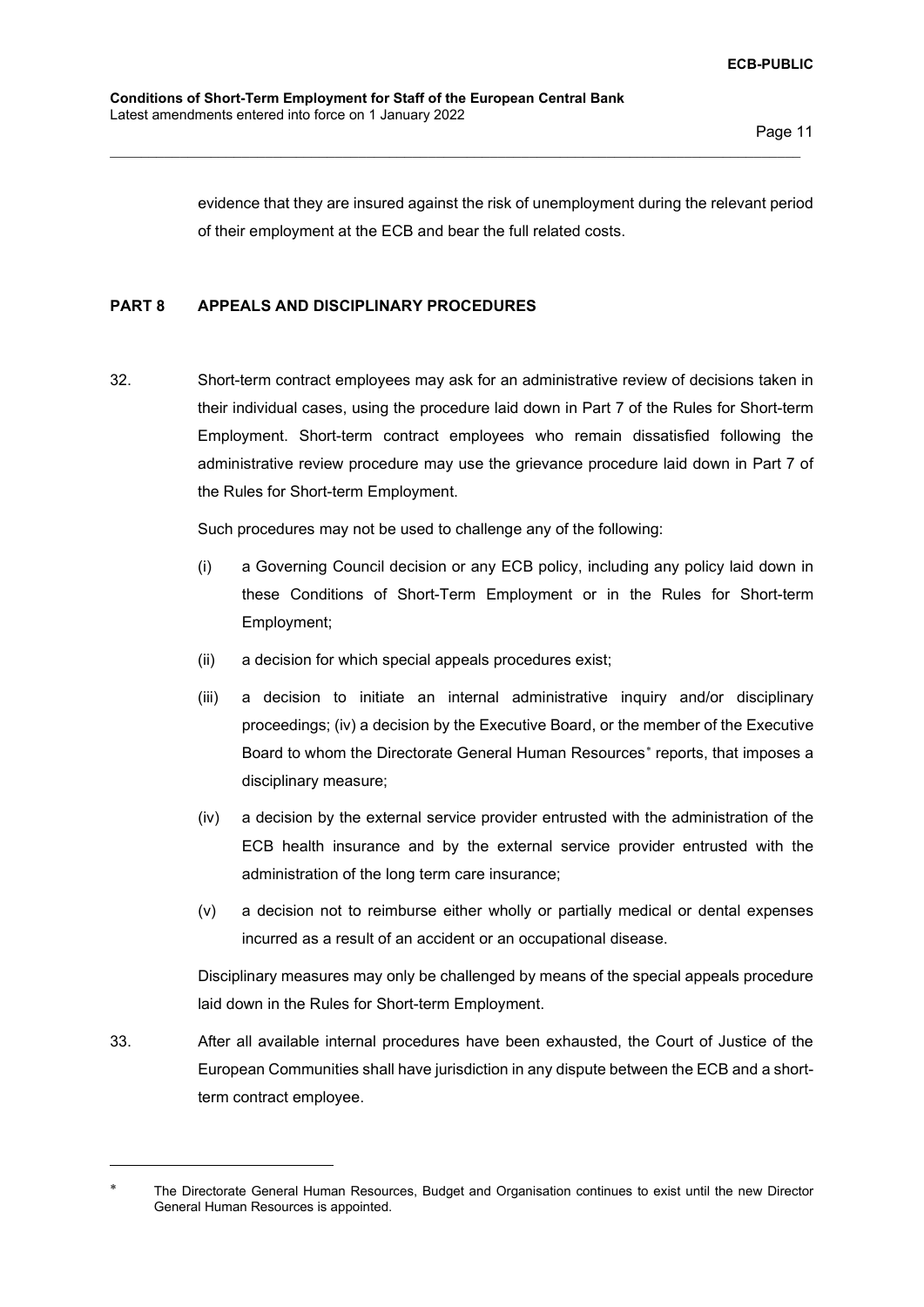evidence that they are insured against the risk of unemployment during the relevant period of their employment at the ECB and bear the full related costs.

## PART 8 APPEALS AND DISCIPLINARY PROCEDURES

32. Short-term contract employees may ask for an administrative review of decisions taken in their individual cases, using the procedure laid down in Part 7 of the Rules for Short-term Employment. Short-term contract employees who remain dissatisfied following the administrative review procedure may use the grievance procedure laid down in Part 7 of the Rules for Short-term Employment.

    Such procedures may not be used to challenge any of the following:

    (i) a Governing Council decision or any ECB policy, including any policy laid down in these Conditions of Short-Term Employment or in the Rules for Short-term Employment;

    (ii) a decision for which special appeals procedures exist;

    (iii) a decision to initiate an internal administrative inquiry and/or disciplinary proceedings; (iv) a decision by the Executive Board, or the member of the Executive Board to whom the Directorate General Human Resources* reports, that imposes a disciplinary measure;

    (iv) a decision by the external service provider entrusted with the administration of the ECB health insurance and by the external service provider entrusted with the administration of the long term care insurance;

    (v) a decision not to reimburse either wholly or partially medical or dental expenses incurred as a result of an accident or an occupational disease.

    Disciplinary measures may only be challenged by means of the special appeals procedure laid down in the Rules for Short-term Employment.

33. After all available internal procedures have been exhausted, the Court of Justice of the European Communities shall have jurisdiction in any dispute between the ECB and a short-term contract employee.

---

* The Directorate General Human Resources, Budget and Organisation continues to exist until the new Director General Human Resources is appointed.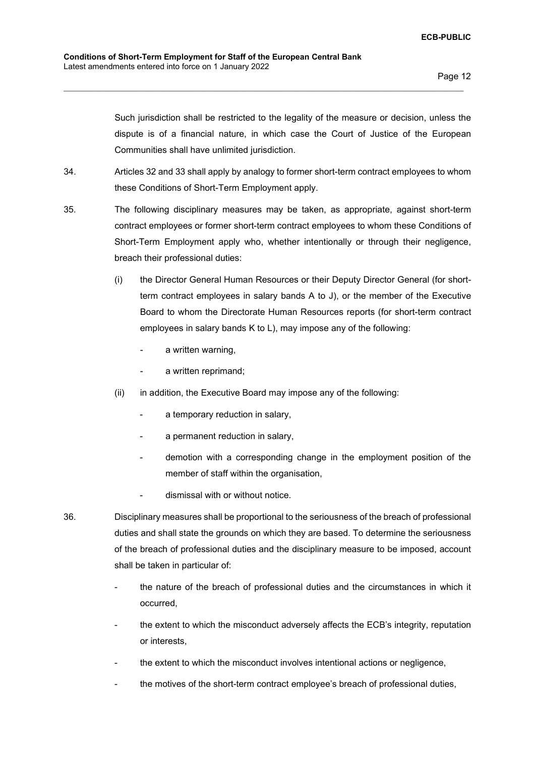Such jurisdiction shall be restricted to the legality of the measure or decision, unless the dispute is of a financial nature, in which case the Court of Justice of the European Communities shall have unlimited jurisdiction.

34. Articles 32 and 33 shall apply by analogy to former short-term contract employees to whom these Conditions of Short-Term Employment apply.

35. The following disciplinary measures may be taken, as appropriate, against short-term contract employees or former short-term contract employees to whom these Conditions of Short-Term Employment apply who, whether intentionally or through their negligence, breach their professional duties:

(i) the Director General Human Resources or their Deputy Director General (for short-term contract employees in salary bands A to J), or the member of the Executive Board to whom the Directorate Human Resources reports (for short-term contract employees in salary bands K to L), may impose any of the following:

- a written warning,
- a written reprimand;

(ii) in addition, the Executive Board may impose any of the following:

- a temporary reduction in salary,
- a permanent reduction in salary,
- demotion with a corresponding change in the employment position of the member of staff within the organisation,
- dismissal with or without notice.

36. Disciplinary measures shall be proportional to the seriousness of the breach of professional duties and shall state the grounds on which they are based. To determine the seriousness of the breach of professional duties and the disciplinary measure to be imposed, account shall be taken in particular of:

- the nature of the breach of professional duties and the circumstances in which it occurred,
- the extent to which the misconduct adversely affects the ECB's integrity, reputation or interests,
- the extent to which the misconduct involves intentional actions or negligence,
- the motives of the short-term contract employee's breach of professional duties,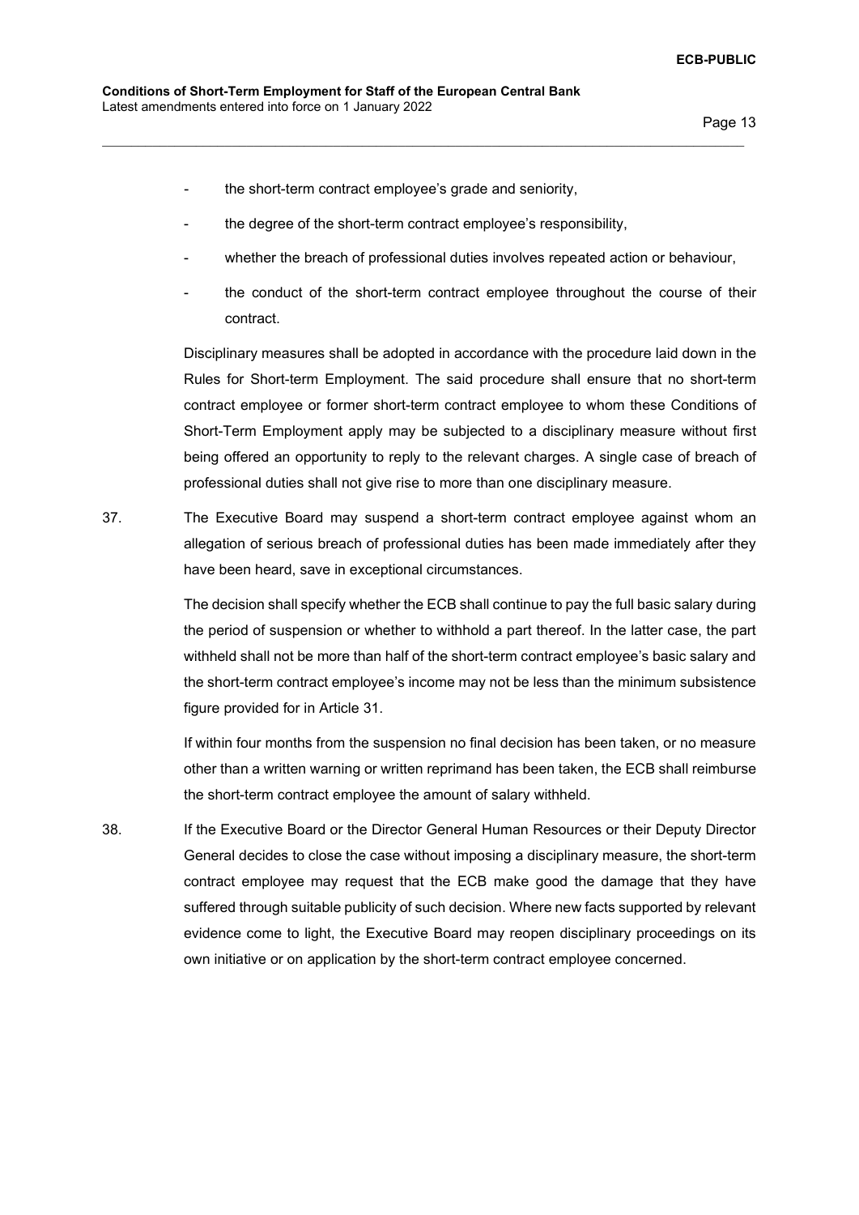- the short-term contract employee's grade and seniority,
- the degree of the short-term contract employee's responsibility,
- whether the breach of professional duties involves repeated action or behaviour,
- the conduct of the short-term contract employee throughout the course of their contract.

Disciplinary measures shall be adopted in accordance with the procedure laid down in the Rules for Short-term Employment. The said procedure shall ensure that no short-term contract employee or former short-term contract employee to whom these Conditions of Short-Term Employment apply may be subjected to a disciplinary measure without first being offered an opportunity to reply to the relevant charges. A single case of breach of professional duties shall not give rise to more than one disciplinary measure.

37. The Executive Board may suspend a short-term contract employee against whom an allegation of serious breach of professional duties has been made immediately after they have been heard, save in exceptional circumstances.

The decision shall specify whether the ECB shall continue to pay the full basic salary during the period of suspension or whether to withhold a part thereof. In the latter case, the part withheld shall not be more than half of the short-term contract employee's basic salary and the short-term contract employee's income may not be less than the minimum subsistence figure provided for in Article 31.

If within four months from the suspension no final decision has been taken, or no measure other than a written warning or written reprimand has been taken, the ECB shall reimburse the short-term contract employee the amount of salary withheld.

38. If the Executive Board or the Director General Human Resources or their Deputy Director General decides to close the case without imposing a disciplinary measure, the short-term contract employee may request that the ECB make good the damage that they have suffered through suitable publicity of such decision. Where new facts supported by relevant evidence come to light, the Executive Board may reopen disciplinary proceedings on its own initiative or on application by the short-term contract employee concerned.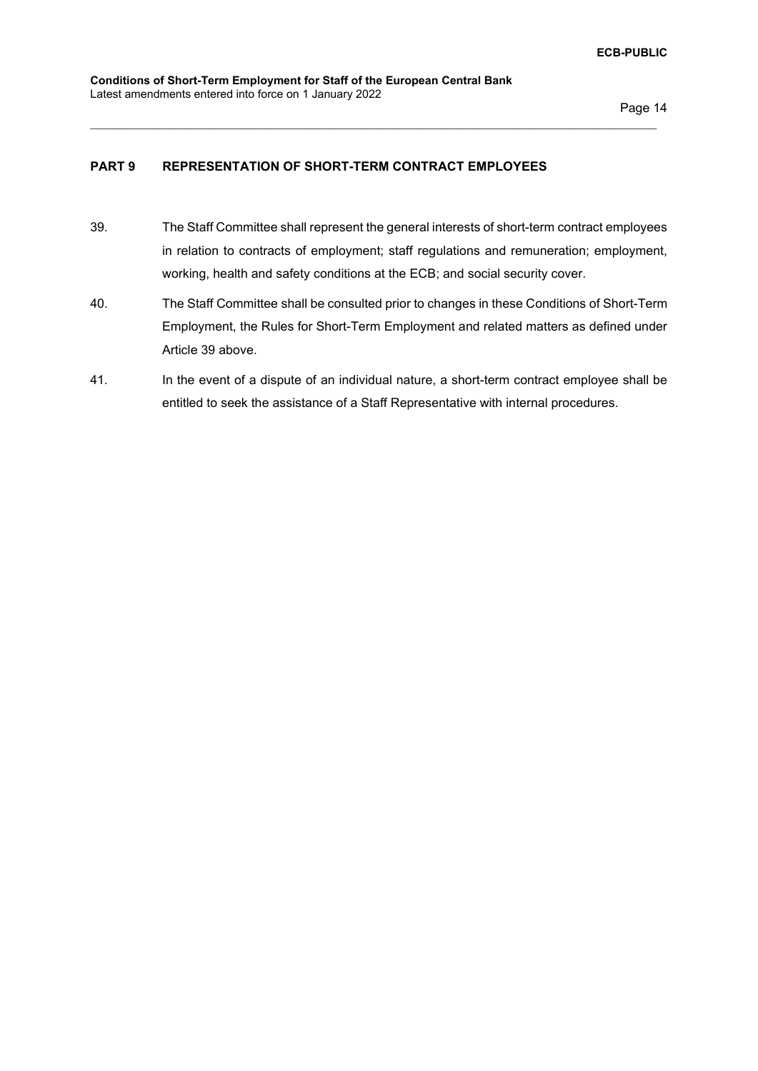## PART 9 REPRESENTATION OF SHORT-TERM CONTRACT EMPLOYEES

39. The Staff Committee shall represent the general interests of short-term contract employees in relation to contracts of employment; staff regulations and remuneration; employment, working, health and safety conditions at the ECB; and social security cover.

40. The Staff Committee shall be consulted prior to changes in these Conditions of Short-Term Employment, the Rules for Short-Term Employment and related matters as defined under Article 39 above.

41. In the event of a dispute of an individual nature, a short-term contract employee shall be entitled to seek the assistance of a Staff Representative with internal procedures.